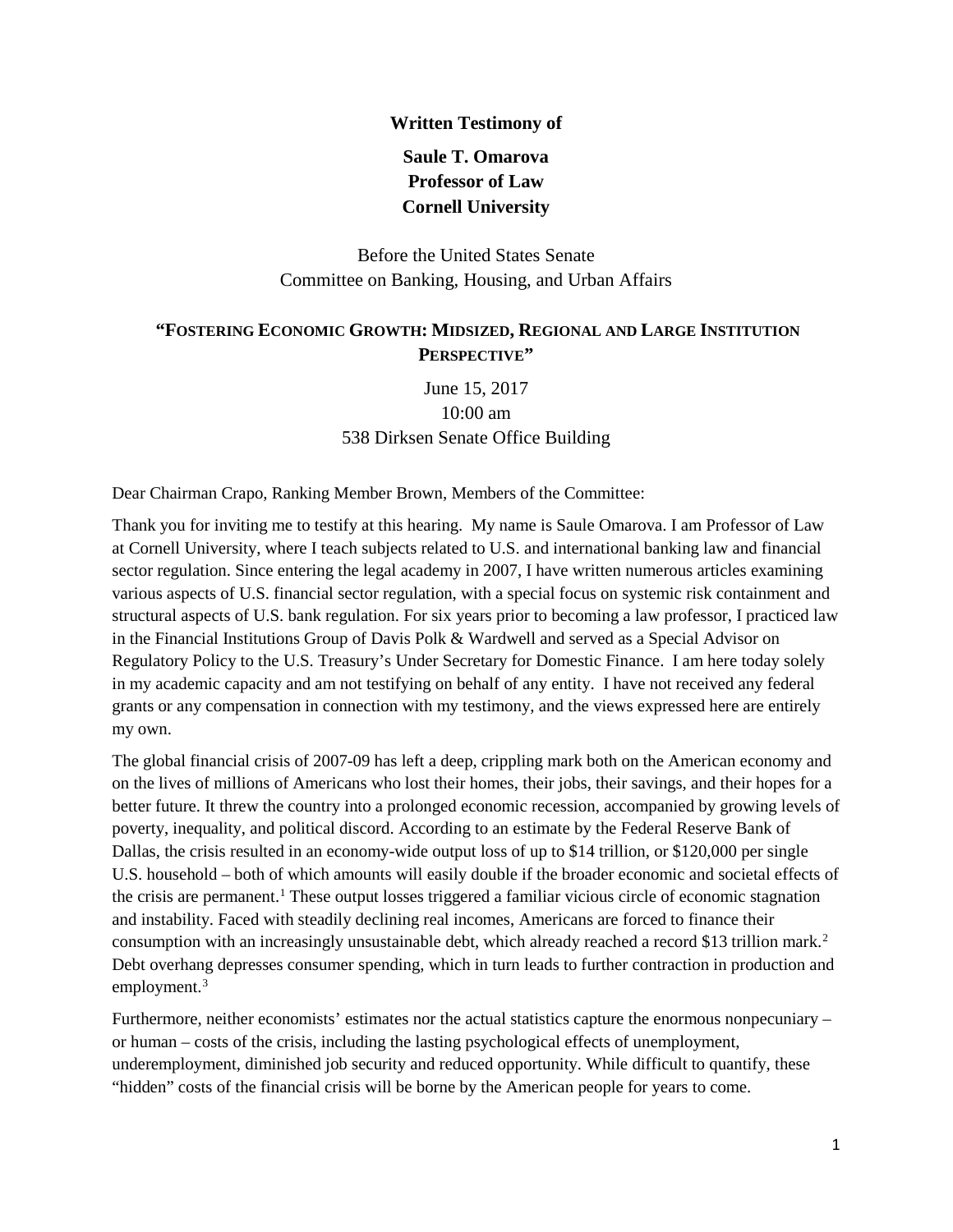**Written Testimony of**

**Saule T. Omarova**
**Professor of Law**
**Cornell University**

Before the United States Senate
Committee on Banking, Housing, and Urban Affairs

## "FOSTERING ECONOMIC GROWTH: MIDSIZED, REGIONAL AND LARGE INSTITUTION PERSPECTIVE"

June 15, 2017
10:00 am
538 Dirksen Senate Office Building

Dear Chairman Crapo, Ranking Member Brown, Members of the Committee:

Thank you for inviting me to testify at this hearing. My name is Saule Omarova. I am Professor of Law at Cornell University, where I teach subjects related to U.S. and international banking law and financial sector regulation. Since entering the legal academy in 2007, I have written numerous articles examining various aspects of U.S. financial sector regulation, with a special focus on systemic risk containment and structural aspects of U.S. bank regulation. For six years prior to becoming a law professor, I practiced law in the Financial Institutions Group of Davis Polk & Wardwell and served as a Special Advisor on Regulatory Policy to the U.S. Treasury's Under Secretary for Domestic Finance. I am here today solely in my academic capacity and am not testifying on behalf of any entity. I have not received any federal grants or any compensation in connection with my testimony, and the views expressed here are entirely my own.

The global financial crisis of 2007-09 has left a deep, crippling mark both on the American economy and on the lives of millions of Americans who lost their homes, their jobs, their savings, and their hopes for a better future. It threw the country into a prolonged economic recession, accompanied by growing levels of poverty, inequality, and political discord. According to an estimate by the Federal Reserve Bank of Dallas, the crisis resulted in an economy-wide output loss of up to $14 trillion, or $120,000 per single U.S. household – both of which amounts will easily double if the broader economic and societal effects of the crisis are permanent.[1] These output losses triggered a familiar vicious circle of economic stagnation and instability. Faced with steadily declining real incomes, Americans are forced to finance their consumption with an increasingly unsustainable debt, which already reached a record $13 trillion mark.[2] Debt overhang depresses consumer spending, which in turn leads to further contraction in production and employment.[3]

Furthermore, neither economists' estimates nor the actual statistics capture the enormous nonpecuniary – or human – costs of the crisis, including the lasting psychological effects of unemployment, underemployment, diminished job security and reduced opportunity. While difficult to quantify, these "hidden" costs of the financial crisis will be borne by the American people for years to come.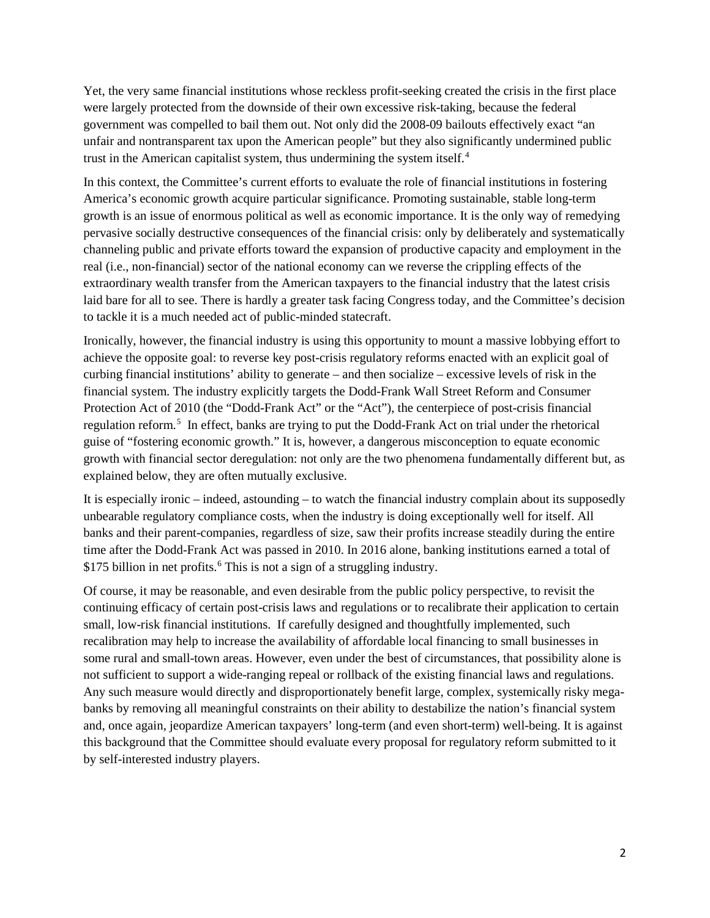Yet, the very same financial institutions whose reckless profit-seeking created the crisis in the first place were largely protected from the downside of their own excessive risk-taking, because the federal government was compelled to bail them out. Not only did the 2008-09 bailouts effectively exact "an unfair and nontransparent tax upon the American people" but they also significantly undermined public trust in the American capitalist system, thus undermining the system itself.[4]

In this context, the Committee's current efforts to evaluate the role of financial institutions in fostering America's economic growth acquire particular significance. Promoting sustainable, stable long-term growth is an issue of enormous political as well as economic importance. It is the only way of remedying pervasive socially destructive consequences of the financial crisis: only by deliberately and systematically channeling public and private efforts toward the expansion of productive capacity and employment in the real (i.e., non-financial) sector of the national economy can we reverse the crippling effects of the extraordinary wealth transfer from the American taxpayers to the financial industry that the latest crisis laid bare for all to see. There is hardly a greater task facing Congress today, and the Committee's decision to tackle it is a much needed act of public-minded statecraft.

Ironically, however, the financial industry is using this opportunity to mount a massive lobbying effort to achieve the opposite goal: to reverse key post-crisis regulatory reforms enacted with an explicit goal of curbing financial institutions' ability to generate – and then socialize – excessive levels of risk in the financial system. The industry explicitly targets the Dodd-Frank Wall Street Reform and Consumer Protection Act of 2010 (the "Dodd-Frank Act" or the "Act"), the centerpiece of post-crisis financial regulation reform.[5] In effect, banks are trying to put the Dodd-Frank Act on trial under the rhetorical guise of "fostering economic growth." It is, however, a dangerous misconception to equate economic growth with financial sector deregulation: not only are the two phenomena fundamentally different but, as explained below, they are often mutually exclusive.

It is especially ironic – indeed, astounding – to watch the financial industry complain about its supposedly unbearable regulatory compliance costs, when the industry is doing exceptionally well for itself. All banks and their parent-companies, regardless of size, saw their profits increase steadily during the entire time after the Dodd-Frank Act was passed in 2010. In 2016 alone, banking institutions earned a total of $175 billion in net profits.[6] This is not a sign of a struggling industry.

Of course, it may be reasonable, and even desirable from the public policy perspective, to revisit the continuing efficacy of certain post-crisis laws and regulations or to recalibrate their application to certain small, low-risk financial institutions. If carefully designed and thoughtfully implemented, such recalibration may help to increase the availability of affordable local financing to small businesses in some rural and small-town areas. However, even under the best of circumstances, that possibility alone is not sufficient to support a wide-ranging repeal or rollback of the existing financial laws and regulations. Any such measure would directly and disproportionately benefit large, complex, systemically risky mega-banks by removing all meaningful constraints on their ability to destabilize the nation's financial system and, once again, jeopardize American taxpayers' long-term (and even short-term) well-being. It is against this background that the Committee should evaluate every proposal for regulatory reform submitted to it by self-interested industry players.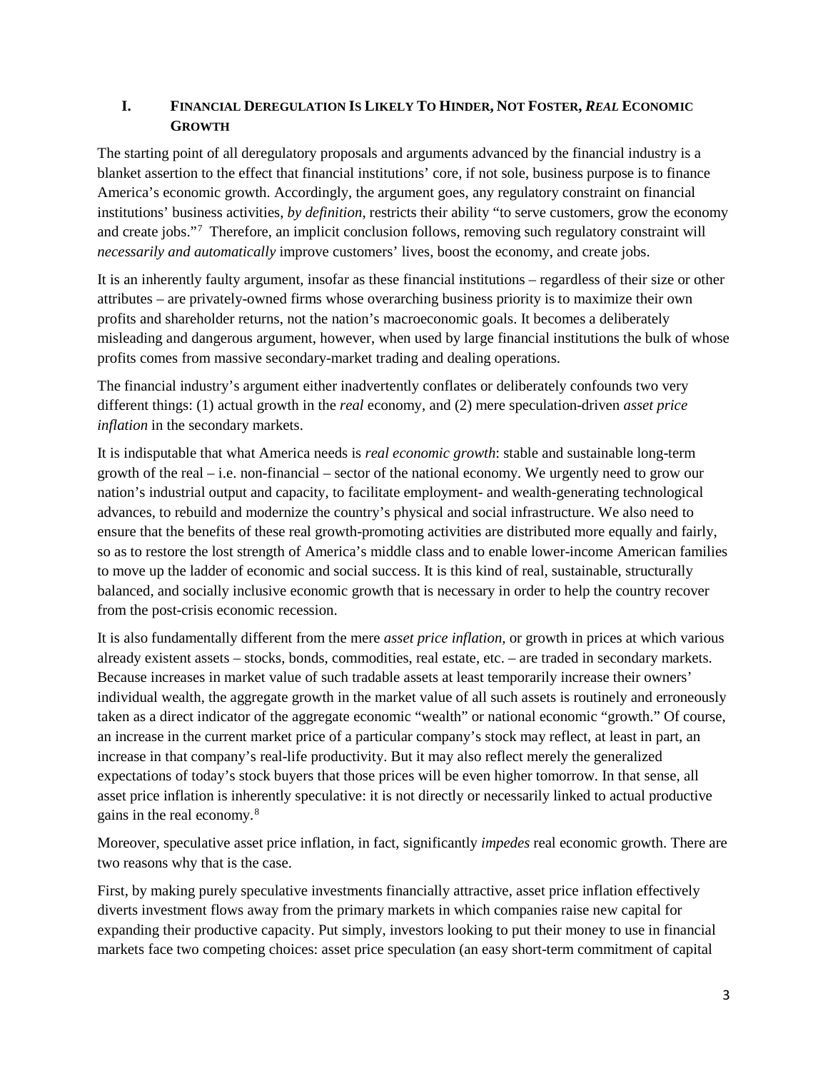## I. Financial Deregulation Is Likely To Hinder, Not Foster, *Real* Economic Growth

The starting point of all deregulatory proposals and arguments advanced by the financial industry is a blanket assertion to the effect that financial institutions' core, if not sole, business purpose is to finance America's economic growth. Accordingly, the argument goes, any regulatory constraint on financial institutions' business activities, *by definition*, restricts their ability "to serve customers, grow the economy and create jobs."[7] Therefore, an implicit conclusion follows, removing such regulatory constraint will *necessarily and automatically* improve customers' lives, boost the economy, and create jobs.

It is an inherently faulty argument, insofar as these financial institutions – regardless of their size or other attributes – are privately-owned firms whose overarching business priority is to maximize their own profits and shareholder returns, not the nation's macroeconomic goals. It becomes a deliberately misleading and dangerous argument, however, when used by large financial institutions the bulk of whose profits comes from massive secondary-market trading and dealing operations.

The financial industry's argument either inadvertently conflates or deliberately confounds two very different things: (1) actual growth in the *real* economy, and (2) mere speculation-driven *asset price inflation* in the secondary markets.

It is indisputable that what America needs is *real economic growth*: stable and sustainable long-term growth of the real – i.e. non-financial – sector of the national economy. We urgently need to grow our nation's industrial output and capacity, to facilitate employment- and wealth-generating technological advances, to rebuild and modernize the country's physical and social infrastructure. We also need to ensure that the benefits of these real growth-promoting activities are distributed more equally and fairly, so as to restore the lost strength of America's middle class and to enable lower-income American families to move up the ladder of economic and social success. It is this kind of real, sustainable, structurally balanced, and socially inclusive economic growth that is necessary in order to help the country recover from the post-crisis economic recession.

It is also fundamentally different from the mere *asset price inflation,* or growth in prices at which various already existent assets – stocks, bonds, commodities, real estate, etc. – are traded in secondary markets. Because increases in market value of such tradable assets at least temporarily increase their owners' individual wealth, the aggregate growth in the market value of all such assets is routinely and erroneously taken as a direct indicator of the aggregate economic "wealth" or national economic "growth." Of course, an increase in the current market price of a particular company's stock may reflect, at least in part, an increase in that company's real-life productivity. But it may also reflect merely the generalized expectations of today's stock buyers that those prices will be even higher tomorrow. In that sense, all asset price inflation is inherently speculative: it is not directly or necessarily linked to actual productive gains in the real economy.[8]

Moreover, speculative asset price inflation, in fact, significantly *impedes* real economic growth. There are two reasons why that is the case.

First, by making purely speculative investments financially attractive, asset price inflation effectively diverts investment flows away from the primary markets in which companies raise new capital for expanding their productive capacity. Put simply, investors looking to put their money to use in financial markets face two competing choices: asset price speculation (an easy short-term commitment of capital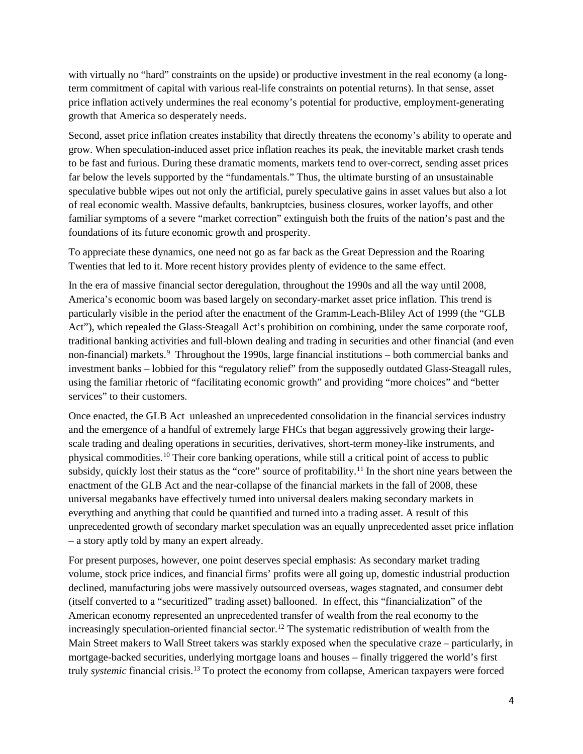with virtually no "hard" constraints on the upside) or productive investment in the real economy (a long-term commitment of capital with various real-life constraints on potential returns). In that sense, asset price inflation actively undermines the real economy's potential for productive, employment-generating growth that America so desperately needs.

Second, asset price inflation creates instability that directly threatens the economy's ability to operate and grow. When speculation-induced asset price inflation reaches its peak, the inevitable market crash tends to be fast and furious. During these dramatic moments, markets tend to over-correct, sending asset prices far below the levels supported by the "fundamentals." Thus, the ultimate bursting of an unsustainable speculative bubble wipes out not only the artificial, purely speculative gains in asset values but also a lot of real economic wealth. Massive defaults, bankruptcies, business closures, worker layoffs, and other familiar symptoms of a severe "market correction" extinguish both the fruits of the nation's past and the foundations of its future economic growth and prosperity.

To appreciate these dynamics, one need not go as far back as the Great Depression and the Roaring Twenties that led to it. More recent history provides plenty of evidence to the same effect.

In the era of massive financial sector deregulation, throughout the 1990s and all the way until 2008, America's economic boom was based largely on secondary-market asset price inflation. This trend is particularly visible in the period after the enactment of the Gramm-Leach-Bliley Act of 1999 (the "GLB Act"), which repealed the Glass-Steagall Act's prohibition on combining, under the same corporate roof, traditional banking activities and full-blown dealing and trading in securities and other financial (and even non-financial) markets.[9] Throughout the 1990s, large financial institutions – both commercial banks and investment banks – lobbied for this "regulatory relief" from the supposedly outdated Glass-Steagall rules, using the familiar rhetoric of "facilitating economic growth" and providing "more choices" and "better services" to their customers.

Once enacted, the GLB Act unleashed an unprecedented consolidation in the financial services industry and the emergence of a handful of extremely large FHCs that began aggressively growing their large-scale trading and dealing operations in securities, derivatives, short-term money-like instruments, and physical commodities.[10] Their core banking operations, while still a critical point of access to public subsidy, quickly lost their status as the "core" source of profitability.[11] In the short nine years between the enactment of the GLB Act and the near-collapse of the financial markets in the fall of 2008, these universal megabanks have effectively turned into universal dealers making secondary markets in everything and anything that could be quantified and turned into a trading asset. A result of this unprecedented growth of secondary market speculation was an equally unprecedented asset price inflation – a story aptly told by many an expert already.

For present purposes, however, one point deserves special emphasis: As secondary market trading volume, stock price indices, and financial firms' profits were all going up, domestic industrial production declined, manufacturing jobs were massively outsourced overseas, wages stagnated, and consumer debt (itself converted to a "securitized" trading asset) ballooned. In effect, this "financialization" of the American economy represented an unprecedented transfer of wealth from the real economy to the increasingly speculation-oriented financial sector.[12] The systematic redistribution of wealth from the Main Street makers to Wall Street takers was starkly exposed when the speculative craze – particularly, in mortgage-backed securities, underlying mortgage loans and houses – finally triggered the world's first truly *systemic* financial crisis.[13] To protect the economy from collapse, American taxpayers were forced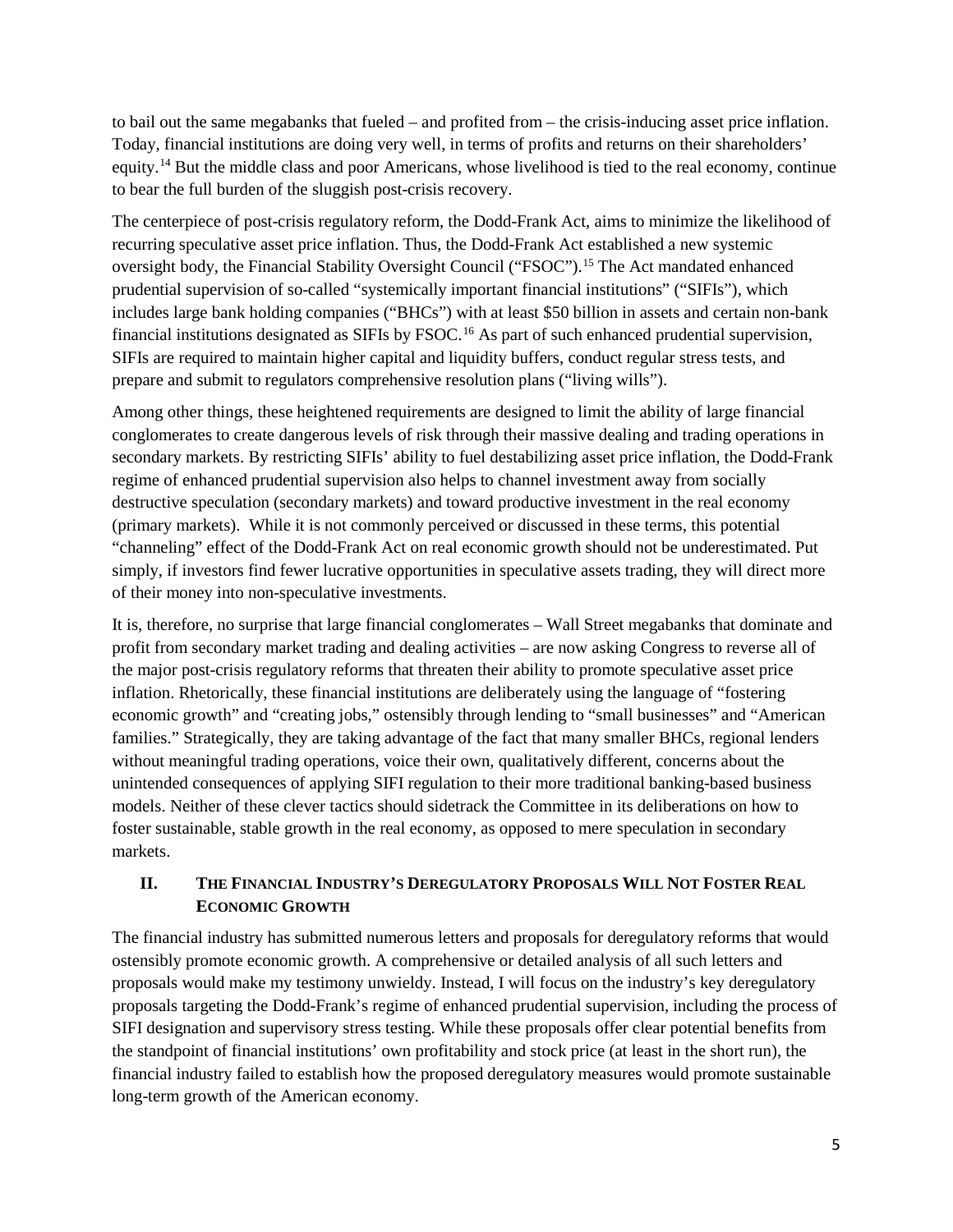to bail out the same megabanks that fueled – and profited from – the crisis-inducing asset price inflation. Today, financial institutions are doing very well, in terms of profits and returns on their shareholders' equity.[14] But the middle class and poor Americans, whose livelihood is tied to the real economy, continue to bear the full burden of the sluggish post-crisis recovery.

The centerpiece of post-crisis regulatory reform, the Dodd-Frank Act, aims to minimize the likelihood of recurring speculative asset price inflation. Thus, the Dodd-Frank Act established a new systemic oversight body, the Financial Stability Oversight Council ("FSOC").[15] The Act mandated enhanced prudential supervision of so-called "systemically important financial institutions" ("SIFIs"), which includes large bank holding companies ("BHCs") with at least $50 billion in assets and certain non-bank financial institutions designated as SIFIs by FSOC.[16] As part of such enhanced prudential supervision, SIFIs are required to maintain higher capital and liquidity buffers, conduct regular stress tests, and prepare and submit to regulators comprehensive resolution plans ("living wills").

Among other things, these heightened requirements are designed to limit the ability of large financial conglomerates to create dangerous levels of risk through their massive dealing and trading operations in secondary markets. By restricting SIFIs' ability to fuel destabilizing asset price inflation, the Dodd-Frank regime of enhanced prudential supervision also helps to channel investment away from socially destructive speculation (secondary markets) and toward productive investment in the real economy (primary markets). While it is not commonly perceived or discussed in these terms, this potential "channeling" effect of the Dodd-Frank Act on real economic growth should not be underestimated. Put simply, if investors find fewer lucrative opportunities in speculative assets trading, they will direct more of their money into non-speculative investments.

It is, therefore, no surprise that large financial conglomerates – Wall Street megabanks that dominate and profit from secondary market trading and dealing activities – are now asking Congress to reverse all of the major post-crisis regulatory reforms that threaten their ability to promote speculative asset price inflation. Rhetorically, these financial institutions are deliberately using the language of "fostering economic growth" and "creating jobs," ostensibly through lending to "small businesses" and "American families." Strategically, they are taking advantage of the fact that many smaller BHCs, regional lenders without meaningful trading operations, voice their own, qualitatively different, concerns about the unintended consequences of applying SIFI regulation to their more traditional banking-based business models. Neither of these clever tactics should sidetrack the Committee in its deliberations on how to foster sustainable, stable growth in the real economy, as opposed to mere speculation in secondary markets.

## II. THE FINANCIAL INDUSTRY'S DEREGULATORY PROPOSALS WILL NOT FOSTER REAL ECONOMIC GROWTH

The financial industry has submitted numerous letters and proposals for deregulatory reforms that would ostensibly promote economic growth. A comprehensive or detailed analysis of all such letters and proposals would make my testimony unwieldy. Instead, I will focus on the industry's key deregulatory proposals targeting the Dodd-Frank's regime of enhanced prudential supervision, including the process of SIFI designation and supervisory stress testing. While these proposals offer clear potential benefits from the standpoint of financial institutions' own profitability and stock price (at least in the short run), the financial industry failed to establish how the proposed deregulatory measures would promote sustainable long-term growth of the American economy.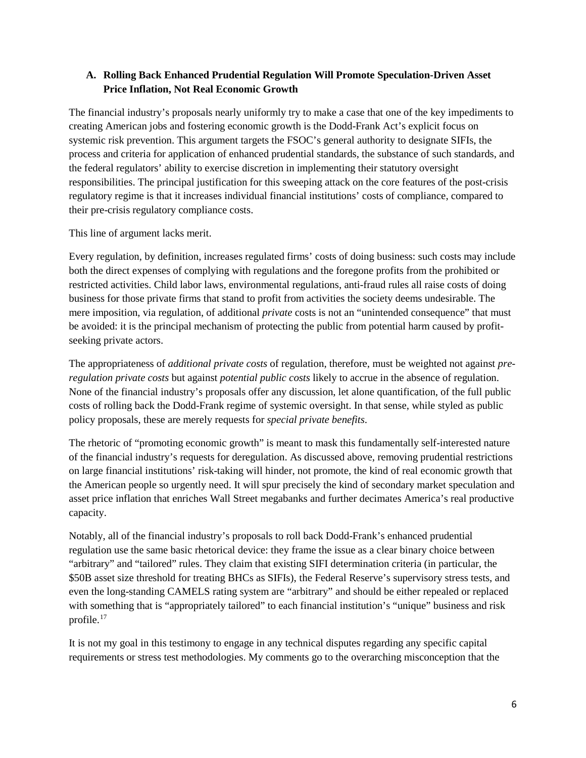### A. Rolling Back Enhanced Prudential Regulation Will Promote Speculation-Driven Asset Price Inflation, Not Real Economic Growth

The financial industry's proposals nearly uniformly try to make a case that one of the key impediments to creating American jobs and fostering economic growth is the Dodd-Frank Act's explicit focus on systemic risk prevention. This argument targets the FSOC's general authority to designate SIFIs, the process and criteria for application of enhanced prudential standards, the substance of such standards, and the federal regulators' ability to exercise discretion in implementing their statutory oversight responsibilities. The principal justification for this sweeping attack on the core features of the post-crisis regulatory regime is that it increases individual financial institutions' costs of compliance, compared to their pre-crisis regulatory compliance costs.

This line of argument lacks merit.

Every regulation, by definition, increases regulated firms' costs of doing business: such costs may include both the direct expenses of complying with regulations and the foregone profits from the prohibited or restricted activities. Child labor laws, environmental regulations, anti-fraud rules all raise costs of doing business for those private firms that stand to profit from activities the society deems undesirable. The mere imposition, via regulation, of additional *private* costs is not an "unintended consequence" that must be avoided: it is the principal mechanism of protecting the public from potential harm caused by profit-seeking private actors.

The appropriateness of *additional private costs* of regulation, therefore, must be weighted not against *pre-regulation private costs* but against *potential public costs* likely to accrue in the absence of regulation. None of the financial industry's proposals offer any discussion, let alone quantification, of the full public costs of rolling back the Dodd-Frank regime of systemic oversight. In that sense, while styled as public policy proposals, these are merely requests for *special private benefits*.

The rhetoric of "promoting economic growth" is meant to mask this fundamentally self-interested nature of the financial industry's requests for deregulation. As discussed above, removing prudential restrictions on large financial institutions' risk-taking will hinder, not promote, the kind of real economic growth that the American people so urgently need. It will spur precisely the kind of secondary market speculation and asset price inflation that enriches Wall Street megabanks and further decimates America's real productive capacity.

Notably, all of the financial industry's proposals to roll back Dodd-Frank's enhanced prudential regulation use the same basic rhetorical device: they frame the issue as a clear binary choice between "arbitrary" and "tailored" rules. They claim that existing SIFI determination criteria (in particular, the $50B asset size threshold for treating BHCs as SIFIs), the Federal Reserve's supervisory stress tests, and even the long-standing CAMELS rating system are "arbitrary" and should be either repealed or replaced with something that is "appropriately tailored" to each financial institution's "unique" business and risk profile.[17]

It is not my goal in this testimony to engage in any technical disputes regarding any specific capital requirements or stress test methodologies. My comments go to the overarching misconception that the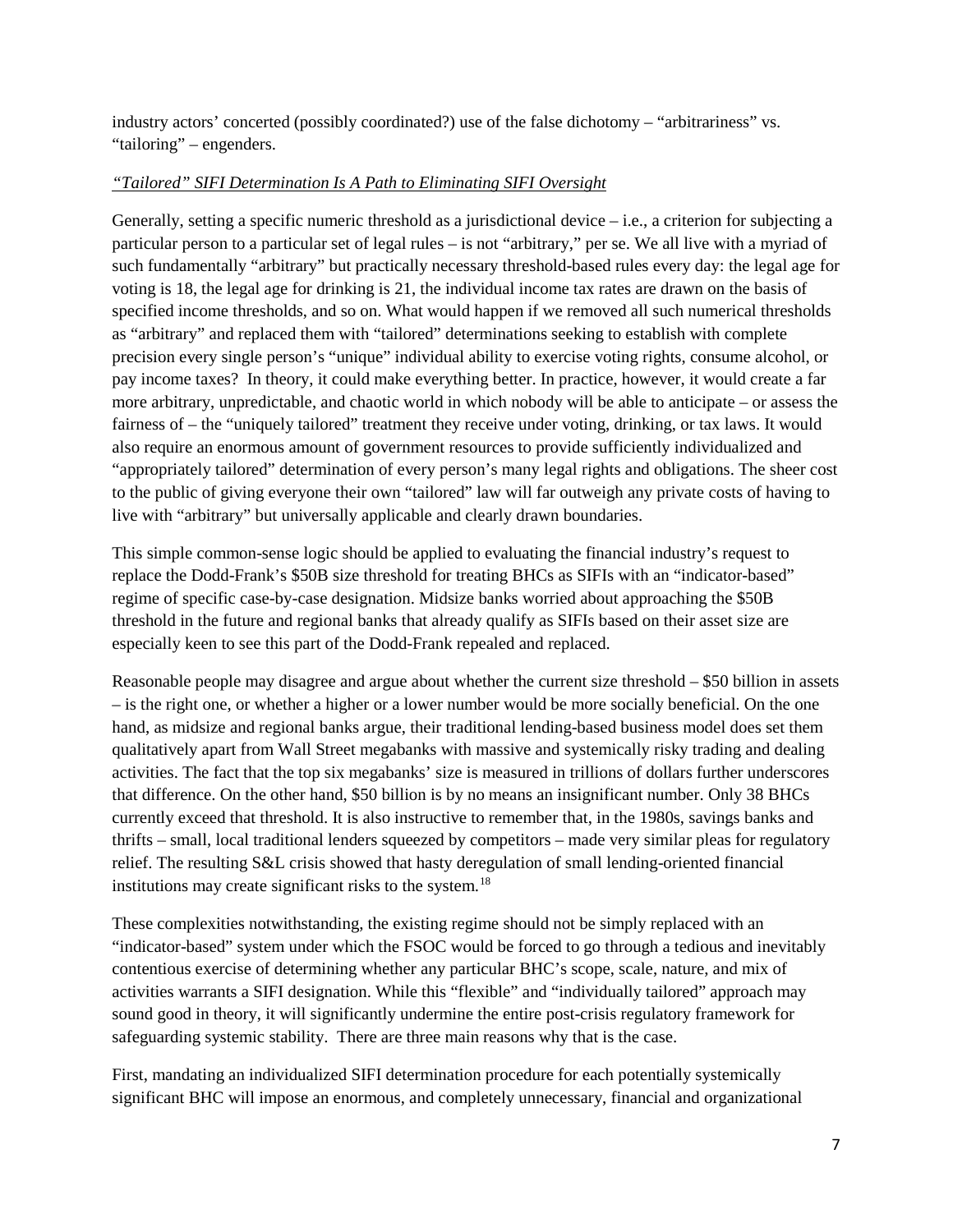industry actors' concerted (possibly coordinated?) use of the false dichotomy – "arbitrariness" vs. "tailoring" – engenders.

*"Tailored" SIFI Determination Is A Path to Eliminating SIFI Oversight*

Generally, setting a specific numeric threshold as a jurisdictional device – i.e., a criterion for subjecting a particular person to a particular set of legal rules – is not "arbitrary," per se. We all live with a myriad of such fundamentally "arbitrary" but practically necessary threshold-based rules every day: the legal age for voting is 18, the legal age for drinking is 21, the individual income tax rates are drawn on the basis of specified income thresholds, and so on. What would happen if we removed all such numerical thresholds as "arbitrary" and replaced them with "tailored" determinations seeking to establish with complete precision every single person's "unique" individual ability to exercise voting rights, consume alcohol, or pay income taxes? In theory, it could make everything better. In practice, however, it would create a far more arbitrary, unpredictable, and chaotic world in which nobody will be able to anticipate – or assess the fairness of – the "uniquely tailored" treatment they receive under voting, drinking, or tax laws. It would also require an enormous amount of government resources to provide sufficiently individualized and "appropriately tailored" determination of every person's many legal rights and obligations. The sheer cost to the public of giving everyone their own "tailored" law will far outweigh any private costs of having to live with "arbitrary" but universally applicable and clearly drawn boundaries.

This simple common-sense logic should be applied to evaluating the financial industry's request to replace the Dodd-Frank's $50B size threshold for treating BHCs as SIFIs with an "indicator-based" regime of specific case-by-case designation. Midsize banks worried about approaching the $50B threshold in the future and regional banks that already qualify as SIFIs based on their asset size are especially keen to see this part of the Dodd-Frank repealed and replaced.

Reasonable people may disagree and argue about whether the current size threshold – $50 billion in assets – is the right one, or whether a higher or a lower number would be more socially beneficial. On the one hand, as midsize and regional banks argue, their traditional lending-based business model does set them qualitatively apart from Wall Street megabanks with massive and systemically risky trading and dealing activities. The fact that the top six megabanks' size is measured in trillions of dollars further underscores that difference. On the other hand, $50 billion is by no means an insignificant number. Only 38 BHCs currently exceed that threshold. It is also instructive to remember that, in the 1980s, savings banks and thrifts – small, local traditional lenders squeezed by competitors – made very similar pleas for regulatory relief. The resulting S&L crisis showed that hasty deregulation of small lending-oriented financial institutions may create significant risks to the system.[18]

These complexities notwithstanding, the existing regime should not be simply replaced with an "indicator-based" system under which the FSOC would be forced to go through a tedious and inevitably contentious exercise of determining whether any particular BHC's scope, scale, nature, and mix of activities warrants a SIFI designation. While this "flexible" and "individually tailored" approach may sound good in theory, it will significantly undermine the entire post-crisis regulatory framework for safeguarding systemic stability. There are three main reasons why that is the case.

First, mandating an individualized SIFI determination procedure for each potentially systemically significant BHC will impose an enormous, and completely unnecessary, financial and organizational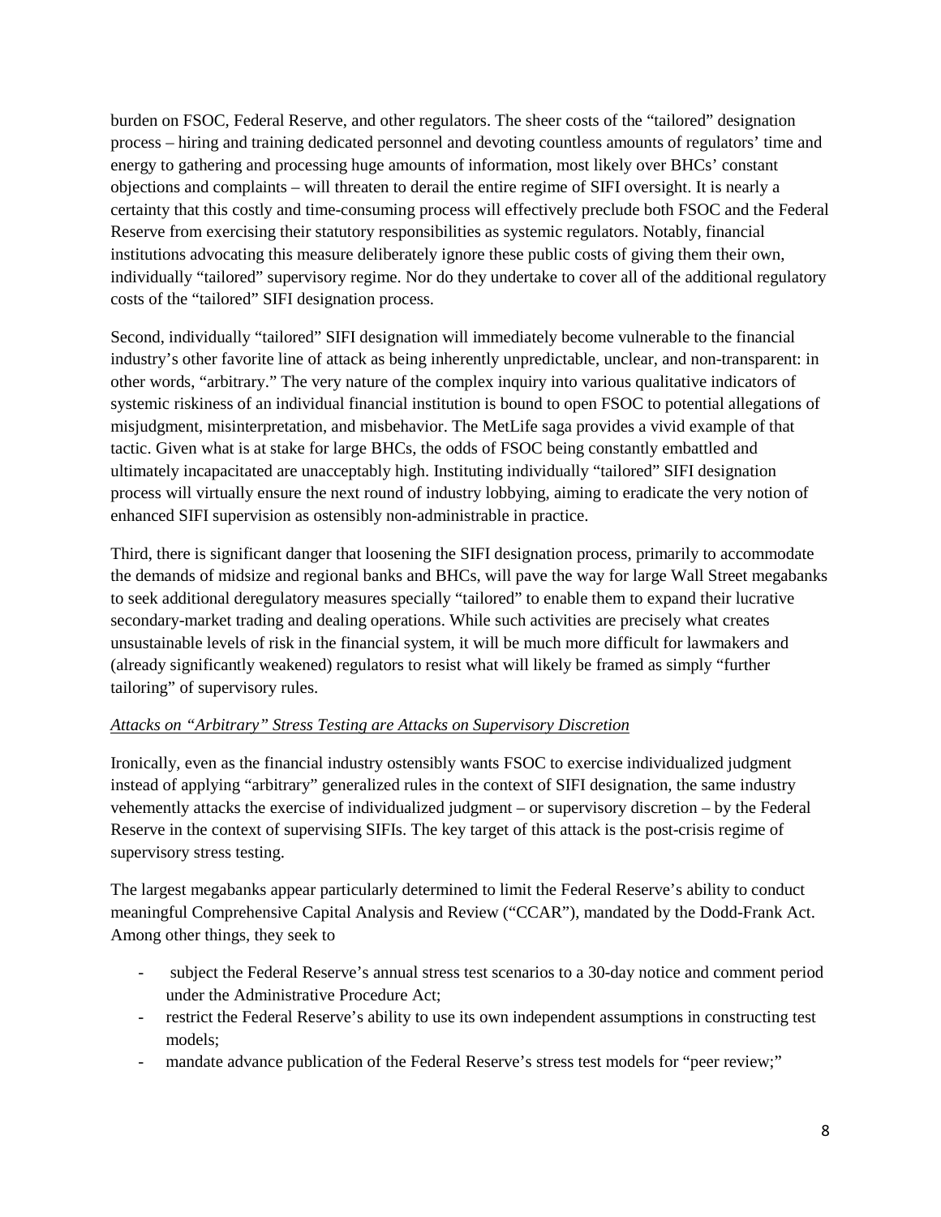burden on FSOC, Federal Reserve, and other regulators. The sheer costs of the "tailored" designation process – hiring and training dedicated personnel and devoting countless amounts of regulators' time and energy to gathering and processing huge amounts of information, most likely over BHCs' constant objections and complaints – will threaten to derail the entire regime of SIFI oversight. It is nearly a certainty that this costly and time-consuming process will effectively preclude both FSOC and the Federal Reserve from exercising their statutory responsibilities as systemic regulators. Notably, financial institutions advocating this measure deliberately ignore these public costs of giving them their own, individually "tailored" supervisory regime. Nor do they undertake to cover all of the additional regulatory costs of the "tailored" SIFI designation process.

Second, individually "tailored" SIFI designation will immediately become vulnerable to the financial industry's other favorite line of attack as being inherently unpredictable, unclear, and non-transparent: in other words, "arbitrary." The very nature of the complex inquiry into various qualitative indicators of systemic riskiness of an individual financial institution is bound to open FSOC to potential allegations of misjudgment, misinterpretation, and misbehavior. The MetLife saga provides a vivid example of that tactic. Given what is at stake for large BHCs, the odds of FSOC being constantly embattled and ultimately incapacitated are unacceptably high. Instituting individually "tailored" SIFI designation process will virtually ensure the next round of industry lobbying, aiming to eradicate the very notion of enhanced SIFI supervision as ostensibly non-administrable in practice.

Third, there is significant danger that loosening the SIFI designation process, primarily to accommodate the demands of midsize and regional banks and BHCs, will pave the way for large Wall Street megabanks to seek additional deregulatory measures specially "tailored" to enable them to expand their lucrative secondary-market trading and dealing operations. While such activities are precisely what creates unsustainable levels of risk in the financial system, it will be much more difficult for lawmakers and (already significantly weakened) regulators to resist what will likely be framed as simply "further tailoring" of supervisory rules.

*Attacks on "Arbitrary" Stress Testing are Attacks on Supervisory Discretion*

Ironically, even as the financial industry ostensibly wants FSOC to exercise individualized judgment instead of applying "arbitrary" generalized rules in the context of SIFI designation, the same industry vehemently attacks the exercise of individualized judgment – or supervisory discretion – by the Federal Reserve in the context of supervising SIFIs. The key target of this attack is the post-crisis regime of supervisory stress testing.

The largest megabanks appear particularly determined to limit the Federal Reserve's ability to conduct meaningful Comprehensive Capital Analysis and Review ("CCAR"), mandated by the Dodd-Frank Act. Among other things, they seek to

- subject the Federal Reserve's annual stress test scenarios to a 30-day notice and comment period under the Administrative Procedure Act;
- restrict the Federal Reserve's ability to use its own independent assumptions in constructing test models;
- mandate advance publication of the Federal Reserve's stress test models for "peer review;"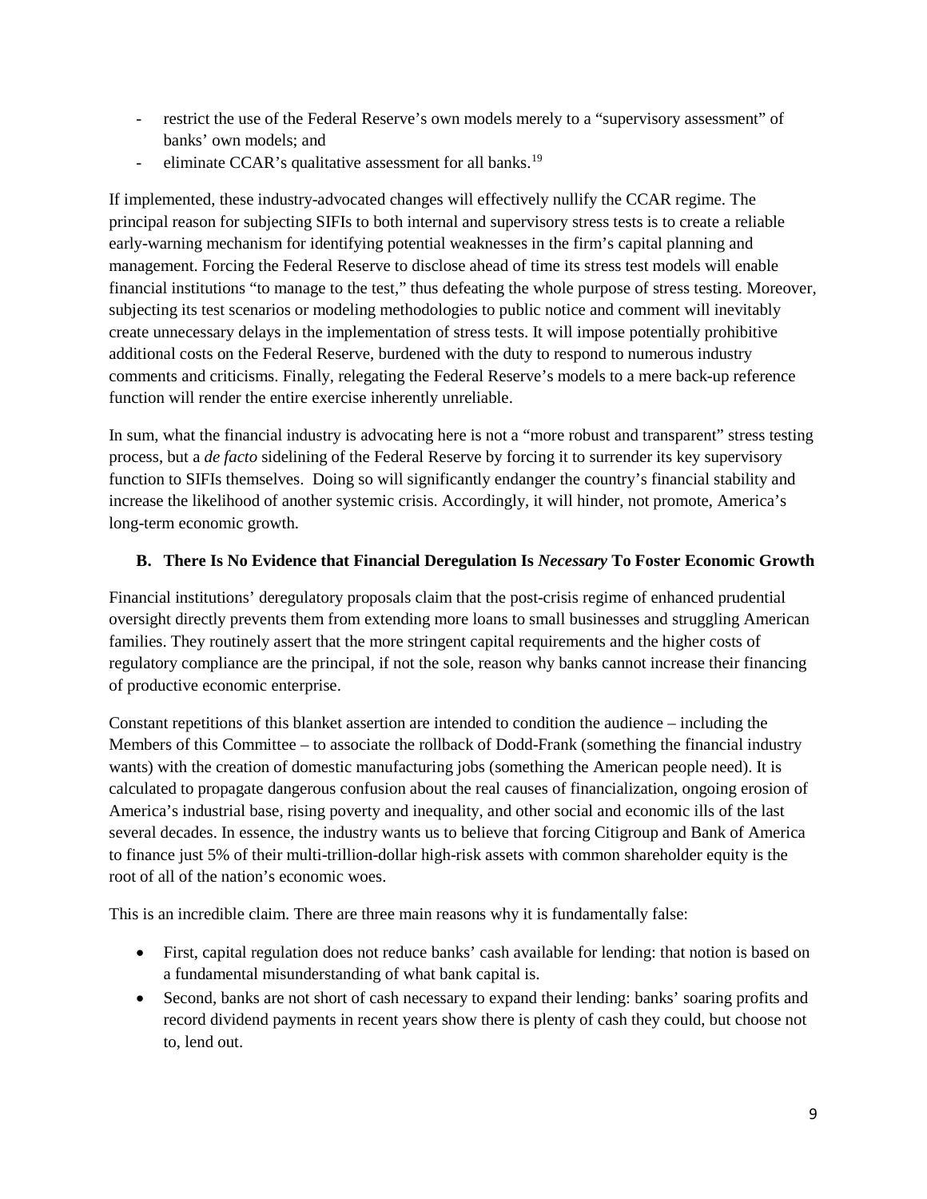- restrict the use of the Federal Reserve's own models merely to a "supervisory assessment" of banks' own models; and
- eliminate CCAR's qualitative assessment for all banks.[19]

If implemented, these industry-advocated changes will effectively nullify the CCAR regime. The principal reason for subjecting SIFIs to both internal and supervisory stress tests is to create a reliable early-warning mechanism for identifying potential weaknesses in the firm's capital planning and management. Forcing the Federal Reserve to disclose ahead of time its stress test models will enable financial institutions "to manage to the test," thus defeating the whole purpose of stress testing. Moreover, subjecting its test scenarios or modeling methodologies to public notice and comment will inevitably create unnecessary delays in the implementation of stress tests. It will impose potentially prohibitive additional costs on the Federal Reserve, burdened with the duty to respond to numerous industry comments and criticisms. Finally, relegating the Federal Reserve's models to a mere back-up reference function will render the entire exercise inherently unreliable.

In sum, what the financial industry is advocating here is not a "more robust and transparent" stress testing process, but a *de facto* sidelining of the Federal Reserve by forcing it to surrender its key supervisory function to SIFIs themselves. Doing so will significantly endanger the country's financial stability and increase the likelihood of another systemic crisis. Accordingly, it will hinder, not promote, America's long-term economic growth.

### B. There Is No Evidence that Financial Deregulation Is *Necessary* To Foster Economic Growth

Financial institutions' deregulatory proposals claim that the post-crisis regime of enhanced prudential oversight directly prevents them from extending more loans to small businesses and struggling American families. They routinely assert that the more stringent capital requirements and the higher costs of regulatory compliance are the principal, if not the sole, reason why banks cannot increase their financing of productive economic enterprise.

Constant repetitions of this blanket assertion are intended to condition the audience – including the Members of this Committee – to associate the rollback of Dodd-Frank (something the financial industry wants) with the creation of domestic manufacturing jobs (something the American people need). It is calculated to propagate dangerous confusion about the real causes of financialization, ongoing erosion of America's industrial base, rising poverty and inequality, and other social and economic ills of the last several decades. In essence, the industry wants us to believe that forcing Citigroup and Bank of America to finance just 5% of their multi-trillion-dollar high-risk assets with common shareholder equity is the root of all of the nation's economic woes.

This is an incredible claim. There are three main reasons why it is fundamentally false:

- First, capital regulation does not reduce banks' cash available for lending: that notion is based on a fundamental misunderstanding of what bank capital is.
- Second, banks are not short of cash necessary to expand their lending: banks' soaring profits and record dividend payments in recent years show there is plenty of cash they could, but choose not to, lend out.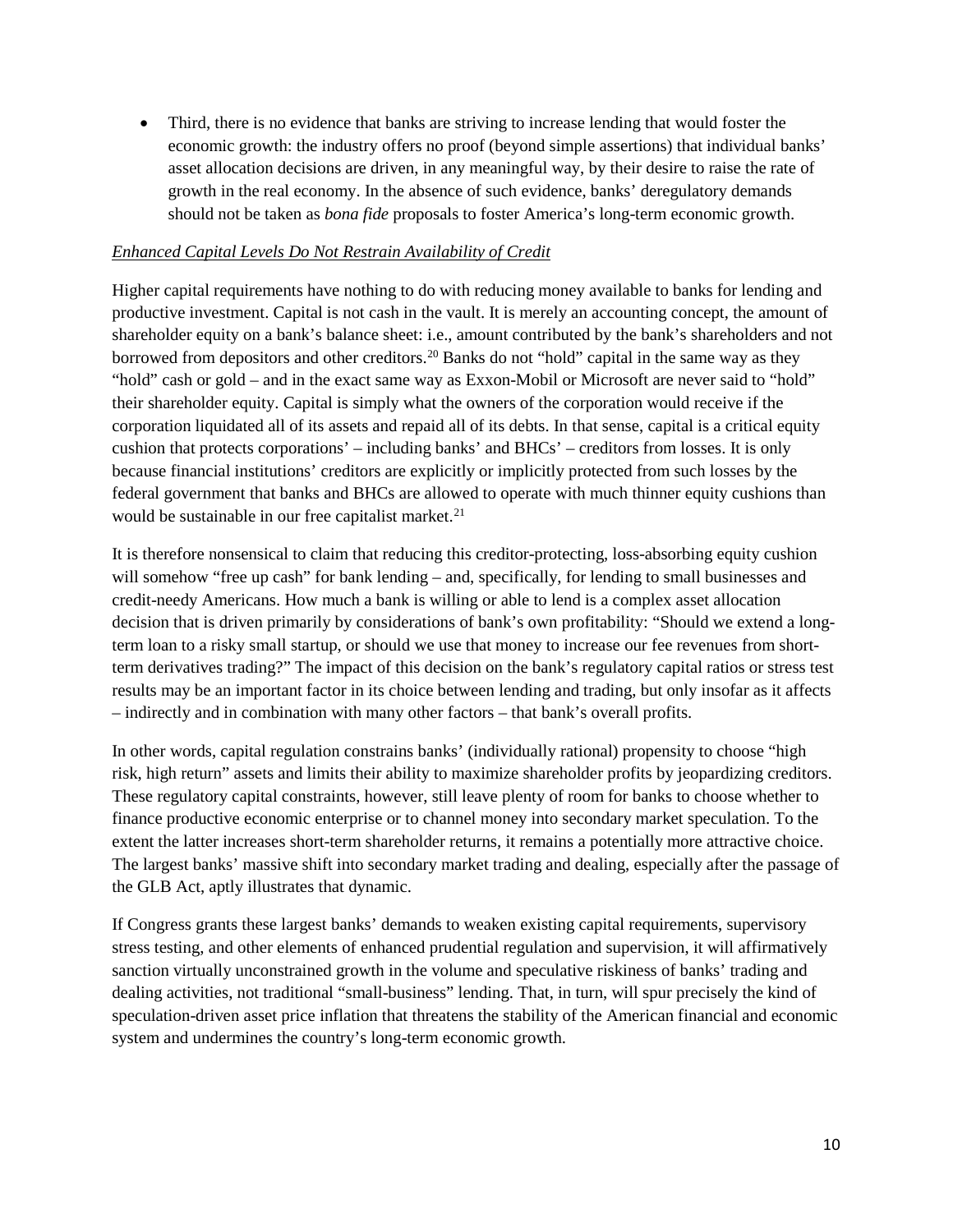- Third, there is no evidence that banks are striving to increase lending that would foster the economic growth: the industry offers no proof (beyond simple assertions) that individual banks' asset allocation decisions are driven, in any meaningful way, by their desire to raise the rate of growth in the real economy. In the absence of such evidence, banks' deregulatory demands should not be taken as *bona fide* proposals to foster America's long-term economic growth.

*Enhanced Capital Levels Do Not Restrain Availability of Credit*

Higher capital requirements have nothing to do with reducing money available to banks for lending and productive investment. Capital is not cash in the vault. It is merely an accounting concept, the amount of shareholder equity on a bank's balance sheet: i.e., amount contributed by the bank's shareholders and not borrowed from depositors and other creditors.[20] Banks do not "hold" capital in the same way as they "hold" cash or gold – and in the exact same way as Exxon-Mobil or Microsoft are never said to "hold" their shareholder equity. Capital is simply what the owners of the corporation would receive if the corporation liquidated all of its assets and repaid all of its debts. In that sense, capital is a critical equity cushion that protects corporations' – including banks' and BHCs' – creditors from losses. It is only because financial institutions' creditors are explicitly or implicitly protected from such losses by the federal government that banks and BHCs are allowed to operate with much thinner equity cushions than would be sustainable in our free capitalist market.[21]

It is therefore nonsensical to claim that reducing this creditor-protecting, loss-absorbing equity cushion will somehow "free up cash" for bank lending – and, specifically, for lending to small businesses and credit-needy Americans. How much a bank is willing or able to lend is a complex asset allocation decision that is driven primarily by considerations of bank's own profitability: "Should we extend a long-term loan to a risky small startup, or should we use that money to increase our fee revenues from short-term derivatives trading?" The impact of this decision on the bank's regulatory capital ratios or stress test results may be an important factor in its choice between lending and trading, but only insofar as it affects – indirectly and in combination with many other factors – that bank's overall profits.

In other words, capital regulation constrains banks' (individually rational) propensity to choose "high risk, high return" assets and limits their ability to maximize shareholder profits by jeopardizing creditors. These regulatory capital constraints, however, still leave plenty of room for banks to choose whether to finance productive economic enterprise or to channel money into secondary market speculation. To the extent the latter increases short-term shareholder returns, it remains a potentially more attractive choice. The largest banks' massive shift into secondary market trading and dealing, especially after the passage of the GLB Act, aptly illustrates that dynamic.

If Congress grants these largest banks' demands to weaken existing capital requirements, supervisory stress testing, and other elements of enhanced prudential regulation and supervision, it will affirmatively sanction virtually unconstrained growth in the volume and speculative riskiness of banks' trading and dealing activities, not traditional "small-business" lending. That, in turn, will spur precisely the kind of speculation-driven asset price inflation that threatens the stability of the American financial and economic system and undermines the country's long-term economic growth.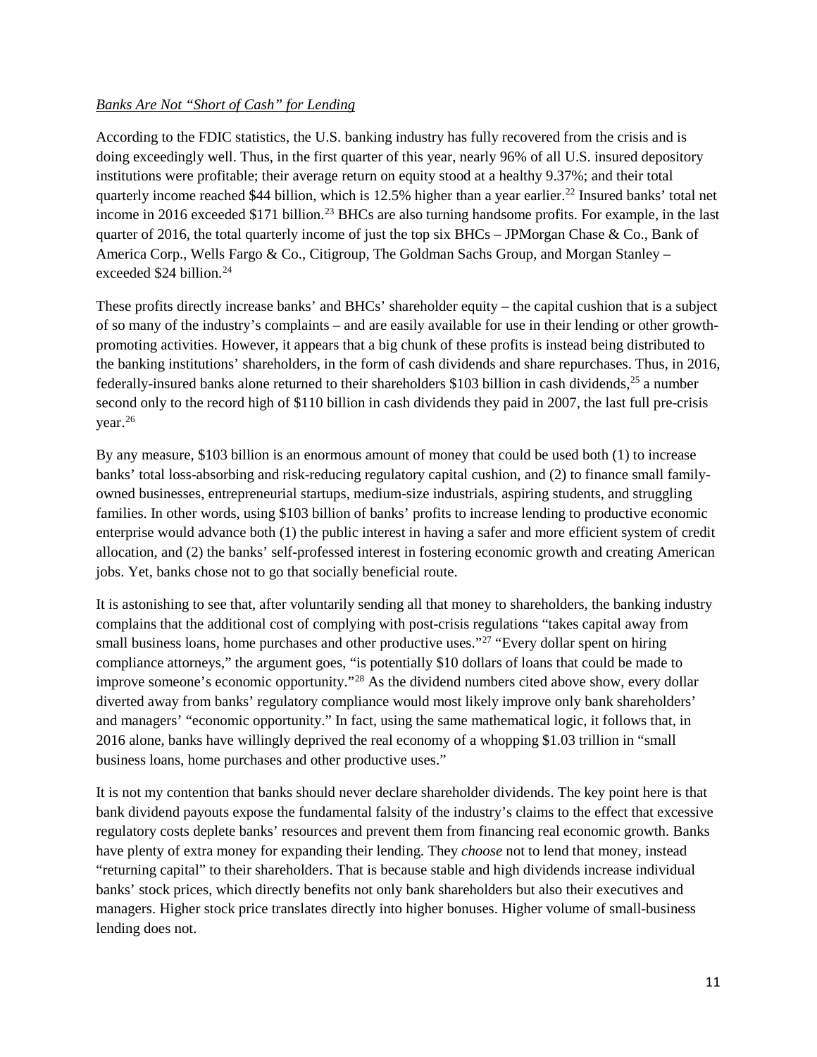*Banks Are Not "Short of Cash" for Lending*

According to the FDIC statistics, the U.S. banking industry has fully recovered from the crisis and is doing exceedingly well. Thus, in the first quarter of this year, nearly 96% of all U.S. insured depository institutions were profitable; their average return on equity stood at a healthy 9.37%; and their total quarterly income reached $44 billion, which is 12.5% higher than a year earlier.[22] Insured banks' total net income in 2016 exceeded $171 billion.[23] BHCs are also turning handsome profits. For example, in the last quarter of 2016, the total quarterly income of just the top six BHCs – JPMorgan Chase & Co., Bank of America Corp., Wells Fargo & Co., Citigroup, The Goldman Sachs Group, and Morgan Stanley – exceeded $24 billion.[24]

These profits directly increase banks' and BHCs' shareholder equity – the capital cushion that is a subject of so many of the industry's complaints – and are easily available for use in their lending or other growth-promoting activities. However, it appears that a big chunk of these profits is instead being distributed to the banking institutions' shareholders, in the form of cash dividends and share repurchases. Thus, in 2016, federally-insured banks alone returned to their shareholders $103 billion in cash dividends,[25] a number second only to the record high of $110 billion in cash dividends they paid in 2007, the last full pre-crisis year.[26]

By any measure, $103 billion is an enormous amount of money that could be used both (1) to increase banks' total loss-absorbing and risk-reducing regulatory capital cushion, and (2) to finance small family-owned businesses, entrepreneurial startups, medium-size industrials, aspiring students, and struggling families. In other words, using $103 billion of banks' profits to increase lending to productive economic enterprise would advance both (1) the public interest in having a safer and more efficient system of credit allocation, and (2) the banks' self-professed interest in fostering economic growth and creating American jobs. Yet, banks chose not to go that socially beneficial route.

It is astonishing to see that, after voluntarily sending all that money to shareholders, the banking industry complains that the additional cost of complying with post-crisis regulations "takes capital away from small business loans, home purchases and other productive uses."[27] "Every dollar spent on hiring compliance attorneys," the argument goes, "is potentially $10 dollars of loans that could be made to improve someone's economic opportunity."[28] As the dividend numbers cited above show, every dollar diverted away from banks' regulatory compliance would most likely improve only bank shareholders' and managers' "economic opportunity." In fact, using the same mathematical logic, it follows that, in 2016 alone, banks have willingly deprived the real economy of a whopping $1.03 trillion in "small business loans, home purchases and other productive uses."

It is not my contention that banks should never declare shareholder dividends. The key point here is that bank dividend payouts expose the fundamental falsity of the industry's claims to the effect that excessive regulatory costs deplete banks' resources and prevent them from financing real economic growth. Banks have plenty of extra money for expanding their lending. They *choose* not to lend that money, instead "returning capital" to their shareholders. That is because stable and high dividends increase individual banks' stock prices, which directly benefits not only bank shareholders but also their executives and managers. Higher stock price translates directly into higher bonuses. Higher volume of small-business lending does not.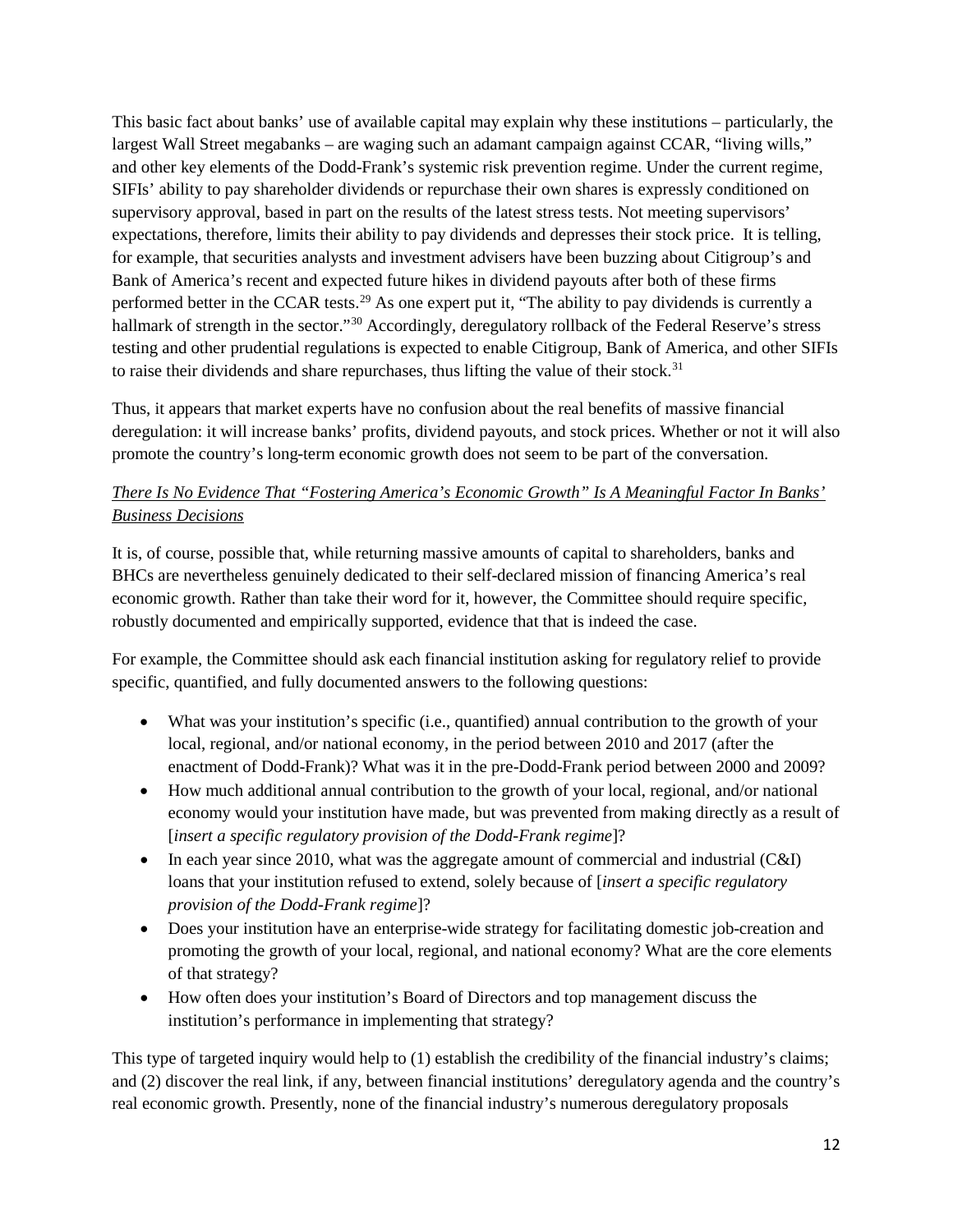This basic fact about banks' use of available capital may explain why these institutions – particularly, the largest Wall Street megabanks – are waging such an adamant campaign against CCAR, "living wills," and other key elements of the Dodd-Frank's systemic risk prevention regime. Under the current regime, SIFIs' ability to pay shareholder dividends or repurchase their own shares is expressly conditioned on supervisory approval, based in part on the results of the latest stress tests. Not meeting supervisors' expectations, therefore, limits their ability to pay dividends and depresses their stock price. It is telling, for example, that securities analysts and investment advisers have been buzzing about Citigroup's and Bank of America's recent and expected future hikes in dividend payouts after both of these firms performed better in the CCAR tests.[29] As one expert put it, "The ability to pay dividends is currently a hallmark of strength in the sector."[30] Accordingly, deregulatory rollback of the Federal Reserve's stress testing and other prudential regulations is expected to enable Citigroup, Bank of America, and other SIFIs to raise their dividends and share repurchases, thus lifting the value of their stock.[31]

Thus, it appears that market experts have no confusion about the real benefits of massive financial deregulation: it will increase banks' profits, dividend payouts, and stock prices. Whether or not it will also promote the country's long-term economic growth does not seem to be part of the conversation.

*There Is No Evidence That "Fostering America's Economic Growth" Is A Meaningful Factor In Banks' Business Decisions*

It is, of course, possible that, while returning massive amounts of capital to shareholders, banks and BHCs are nevertheless genuinely dedicated to their self-declared mission of financing America's real economic growth. Rather than take their word for it, however, the Committee should require specific, robustly documented and empirically supported, evidence that that is indeed the case.

For example, the Committee should ask each financial institution asking for regulatory relief to provide specific, quantified, and fully documented answers to the following questions:

- What was your institution's specific (i.e., quantified) annual contribution to the growth of your local, regional, and/or national economy, in the period between 2010 and 2017 (after the enactment of Dodd-Frank)? What was it in the pre-Dodd-Frank period between 2000 and 2009?
- How much additional annual contribution to the growth of your local, regional, and/or national economy would your institution have made, but was prevented from making directly as a result of [*insert a specific regulatory provision of the Dodd-Frank regime*]?
- In each year since 2010, what was the aggregate amount of commercial and industrial (C&I) loans that your institution refused to extend, solely because of [*insert a specific regulatory provision of the Dodd-Frank regime*]?
- Does your institution have an enterprise-wide strategy for facilitating domestic job-creation and promoting the growth of your local, regional, and national economy? What are the core elements of that strategy?
- How often does your institution's Board of Directors and top management discuss the institution's performance in implementing that strategy?

This type of targeted inquiry would help to (1) establish the credibility of the financial industry's claims; and (2) discover the real link, if any, between financial institutions' deregulatory agenda and the country's real economic growth. Presently, none of the financial industry's numerous deregulatory proposals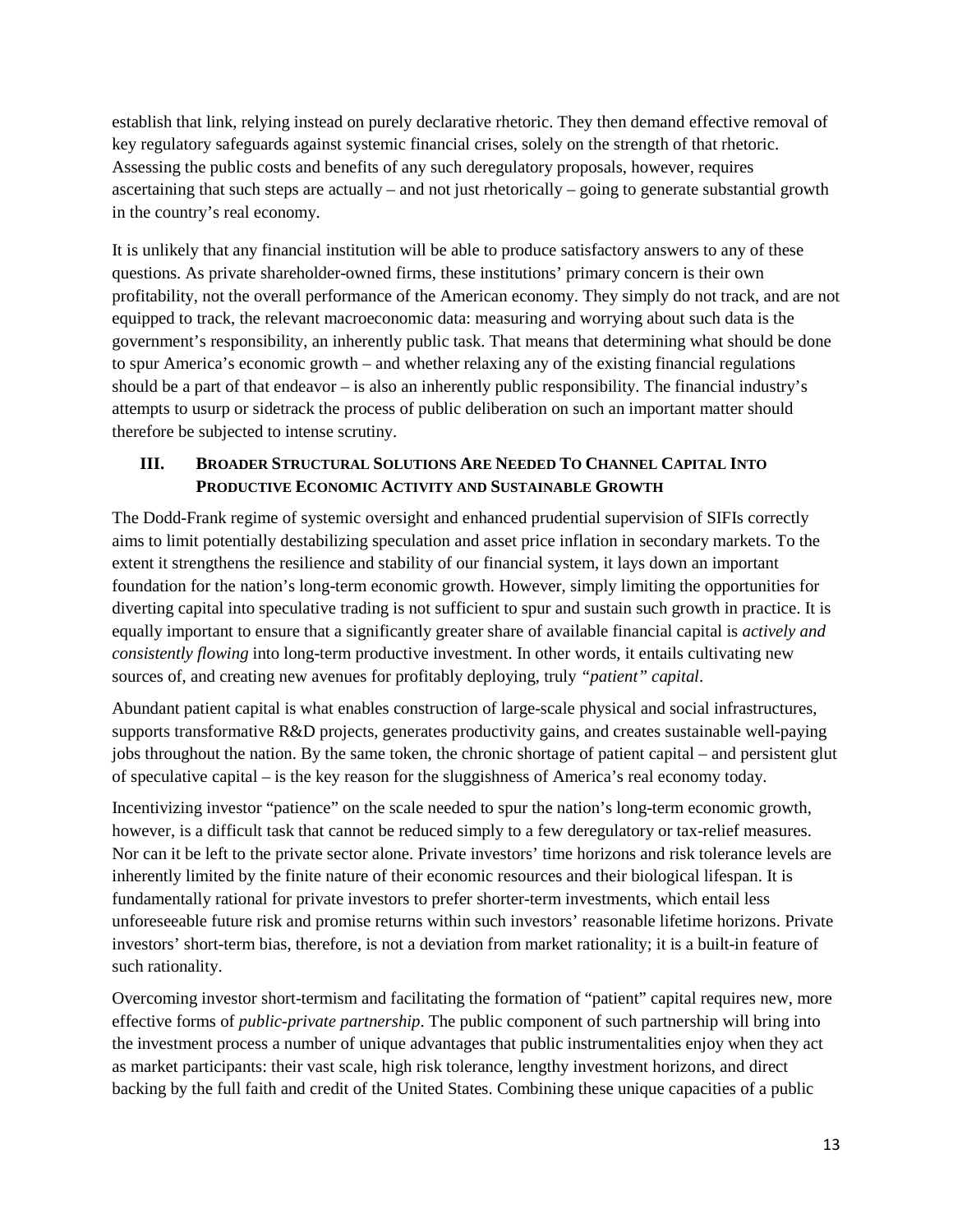establish that link, relying instead on purely declarative rhetoric. They then demand effective removal of key regulatory safeguards against systemic financial crises, solely on the strength of that rhetoric. Assessing the public costs and benefits of any such deregulatory proposals, however, requires ascertaining that such steps are actually – and not just rhetorically – going to generate substantial growth in the country's real economy.

It is unlikely that any financial institution will be able to produce satisfactory answers to any of these questions. As private shareholder-owned firms, these institutions' primary concern is their own profitability, not the overall performance of the American economy. They simply do not track, and are not equipped to track, the relevant macroeconomic data: measuring and worrying about such data is the government's responsibility, an inherently public task. That means that determining what should be done to spur America's economic growth – and whether relaxing any of the existing financial regulations should be a part of that endeavor – is also an inherently public responsibility. The financial industry's attempts to usurp or sidetrack the process of public deliberation on such an important matter should therefore be subjected to intense scrutiny.

## III. Broader Structural Solutions Are Needed To Channel Capital Into Productive Economic Activity and Sustainable Growth

The Dodd-Frank regime of systemic oversight and enhanced prudential supervision of SIFIs correctly aims to limit potentially destabilizing speculation and asset price inflation in secondary markets. To the extent it strengthens the resilience and stability of our financial system, it lays down an important foundation for the nation's long-term economic growth. However, simply limiting the opportunities for diverting capital into speculative trading is not sufficient to spur and sustain such growth in practice. It is equally important to ensure that a significantly greater share of available financial capital is *actively and consistently flowing* into long-term productive investment. In other words, it entails cultivating new sources of, and creating new avenues for profitably deploying, truly *"patient" capital*.

Abundant patient capital is what enables construction of large-scale physical and social infrastructures, supports transformative R&D projects, generates productivity gains, and creates sustainable well-paying jobs throughout the nation. By the same token, the chronic shortage of patient capital – and persistent glut of speculative capital – is the key reason for the sluggishness of America's real economy today.

Incentivizing investor "patience" on the scale needed to spur the nation's long-term economic growth, however, is a difficult task that cannot be reduced simply to a few deregulatory or tax-relief measures. Nor can it be left to the private sector alone. Private investors' time horizons and risk tolerance levels are inherently limited by the finite nature of their economic resources and their biological lifespan. It is fundamentally rational for private investors to prefer shorter-term investments, which entail less unforeseeable future risk and promise returns within such investors' reasonable lifetime horizons. Private investors' short-term bias, therefore, is not a deviation from market rationality; it is a built-in feature of such rationality.

Overcoming investor short-termism and facilitating the formation of "patient" capital requires new, more effective forms of *public-private partnership*. The public component of such partnership will bring into the investment process a number of unique advantages that public instrumentalities enjoy when they act as market participants: their vast scale, high risk tolerance, lengthy investment horizons, and direct backing by the full faith and credit of the United States. Combining these unique capacities of a public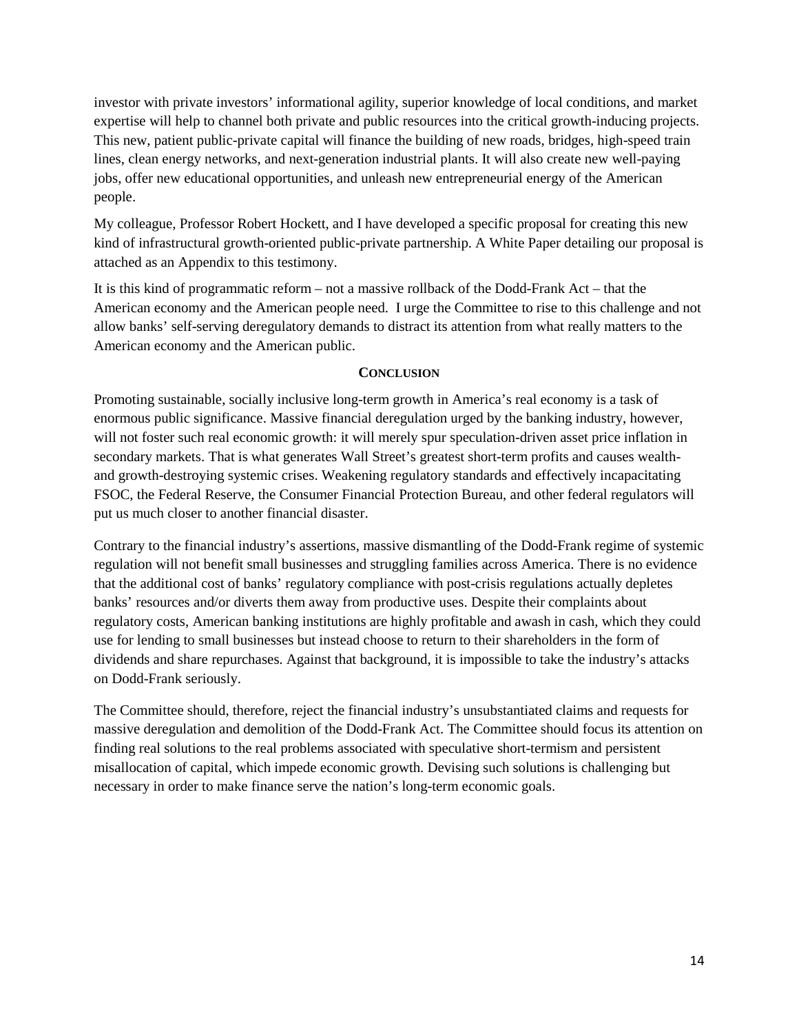investor with private investors' informational agility, superior knowledge of local conditions, and market expertise will help to channel both private and public resources into the critical growth-inducing projects. This new, patient public-private capital will finance the building of new roads, bridges, high-speed train lines, clean energy networks, and next-generation industrial plants. It will also create new well-paying jobs, offer new educational opportunities, and unleash new entrepreneurial energy of the American people.

My colleague, Professor Robert Hockett, and I have developed a specific proposal for creating this new kind of infrastructural growth-oriented public-private partnership. A White Paper detailing our proposal is attached as an Appendix to this testimony.

It is this kind of programmatic reform – not a massive rollback of the Dodd-Frank Act – that the American economy and the American people need. I urge the Committee to rise to this challenge and not allow banks' self-serving deregulatory demands to distract its attention from what really matters to the American economy and the American public.

## CONCLUSION

Promoting sustainable, socially inclusive long-term growth in America's real economy is a task of enormous public significance. Massive financial deregulation urged by the banking industry, however, will not foster such real economic growth: it will merely spur speculation-driven asset price inflation in secondary markets. That is what generates Wall Street's greatest short-term profits and causes wealth- and growth-destroying systemic crises. Weakening regulatory standards and effectively incapacitating FSOC, the Federal Reserve, the Consumer Financial Protection Bureau, and other federal regulators will put us much closer to another financial disaster.

Contrary to the financial industry's assertions, massive dismantling of the Dodd-Frank regime of systemic regulation will not benefit small businesses and struggling families across America. There is no evidence that the additional cost of banks' regulatory compliance with post-crisis regulations actually depletes banks' resources and/or diverts them away from productive uses. Despite their complaints about regulatory costs, American banking institutions are highly profitable and awash in cash, which they could use for lending to small businesses but instead choose to return to their shareholders in the form of dividends and share repurchases. Against that background, it is impossible to take the industry's attacks on Dodd-Frank seriously.

The Committee should, therefore, reject the financial industry's unsubstantiated claims and requests for massive deregulation and demolition of the Dodd-Frank Act. The Committee should focus its attention on finding real solutions to the real problems associated with speculative short-termism and persistent misallocation of capital, which impede economic growth. Devising such solutions is challenging but necessary in order to make finance serve the nation's long-term economic goals.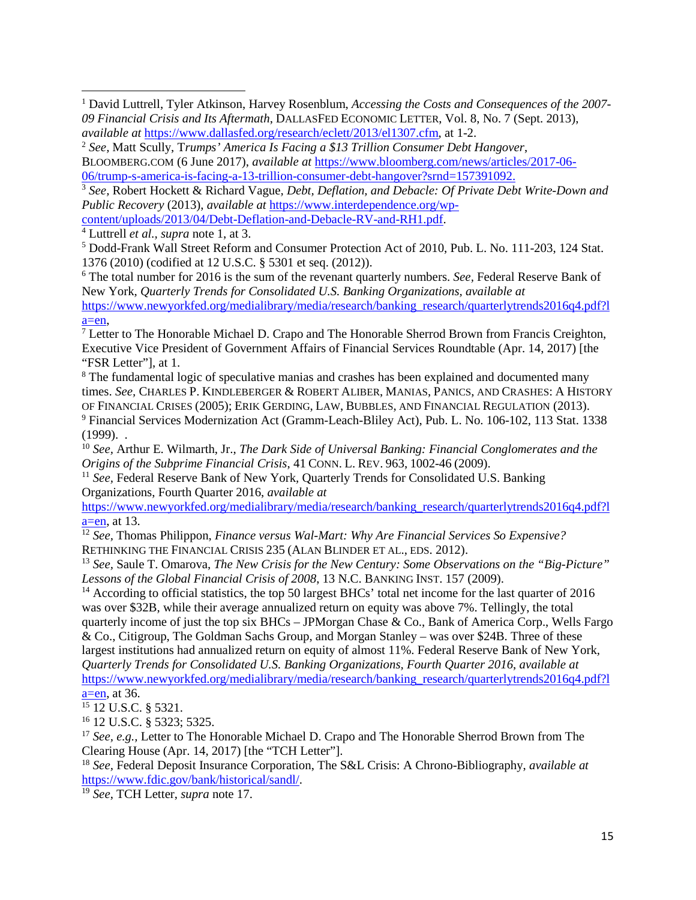[1] David Luttrell, Tyler Atkinson, Harvey Rosenblum, *Accessing the Costs and Consequences of the 2007-09 Financial Crisis and Its Aftermath*, DALLASFED ECONOMIC LETTER, Vol. 8, No. 7 (Sept. 2013), *available at* https://www.dallasfed.org/research/eclett/2013/el1307.cfm, at 1-2.

[2] *See*, Matt Scully, T*rumps' America Is Facing a $13 Trillion Consumer Debt Hangover*, BLOOMBERG.COM (6 June 2017), *available at* https://www.bloomberg.com/news/articles/2017-06-06/trump-s-america-is-facing-a-13-trillion-consumer-debt-hangover?srnd=157391092.

[3] *See*, Robert Hockett & Richard Vague, *Debt, Deflation, and Debacle: Of Private Debt Write-Down and Public Recovery* (2013), *available at* https://www.interdependence.org/wp-content/uploads/2013/04/Debt-Deflation-and-Debacle-RV-and-RH1.pdf.

[4] Luttrell *et al., supra* note 1, at 3.

[5] Dodd-Frank Wall Street Reform and Consumer Protection Act of 2010, Pub. L. No. 111-203, 124 Stat. 1376 (2010) (codified at 12 U.S.C. § 5301 et seq. (2012)).

[6] The total number for 2016 is the sum of the revenant quarterly numbers. *See*, Federal Reserve Bank of New York, *Quarterly Trends for Consolidated U.S. Banking Organizations*, *available at* https://www.newyorkfed.org/medialibrary/media/research/banking_research/quarterlytrends2016q4.pdf?la=en,

[7] Letter to The Honorable Michael D. Crapo and The Honorable Sherrod Brown from Francis Creighton, Executive Vice President of Government Affairs of Financial Services Roundtable (Apr. 14, 2017) [the "FSR Letter"], at 1.

[8] The fundamental logic of speculative manias and crashes has been explained and documented many times. *See,* CHARLES P. KINDLEBERGER & ROBERT ALIBER, MANIAS, PANICS, AND CRASHES: A HISTORY OF FINANCIAL CRISES (2005); ERIK GERDING, LAW, BUBBLES, AND FINANCIAL REGULATION (2013).

[9] Financial Services Modernization Act (Gramm-Leach-Bliley Act), Pub. L. No. 106-102, 113 Stat. 1338 (1999). .

[10] *See*, Arthur E. Wilmarth, Jr., *The Dark Side of Universal Banking: Financial Conglomerates and the Origins of the Subprime Financial Crisis*, 41 CONN. L. REV. 963, 1002-46 (2009).

[11] *See,* Federal Reserve Bank of New York, Quarterly Trends for Consolidated U.S. Banking Organizations, Fourth Quarter 2016, *available at* https://www.newyorkfed.org/medialibrary/media/research/banking_research/quarterlytrends2016q4.pdf?la=en, at 13.

[12] *See,* Thomas Philippon, *Finance versus Wal-Mart: Why Are Financial Services So Expensive?* RETHINKING THE FINANCIAL CRISIS 235 (ALAN BLINDER ET AL., EDS. 2012).

[13] *See,* Saule T. Omarova, *The New Crisis for the New Century: Some Observations on the "Big-Picture" Lessons of the Global Financial Crisis of 2008*, 13 N.C. BANKING INST. 157 (2009).

[14] According to official statistics, the top 50 largest BHCs' total net income for the last quarter of 2016 was over $32B, while their average annualized return on equity was above 7%. Tellingly, the total quarterly income of just the top six BHCs – JPMorgan Chase & Co., Bank of America Corp., Wells Fargo & Co., Citigroup, The Goldman Sachs Group, and Morgan Stanley – was over $24B. Three of these largest institutions had annualized return on equity of almost 11%. Federal Reserve Bank of New York, *Quarterly Trends for Consolidated U.S. Banking Organizations, Fourth Quarter 2016*, *available at* https://www.newyorkfed.org/medialibrary/media/research/banking_research/quarterlytrends2016q4.pdf?la=en, at 36.

[15] 12 U.S.C. § 5321.

[16] 12 U.S.C. § 5323; 5325.

[17] *See, e.g.,* Letter to The Honorable Michael D. Crapo and The Honorable Sherrod Brown from The Clearing House (Apr. 14, 2017) [the "TCH Letter"].

[18] *See,* Federal Deposit Insurance Corporation, The S&L Crisis: A Chrono-Bibliography, *available at* https://www.fdic.gov/bank/historical/sandl/.

[19] *See*, TCH Letter, *supra* note 17.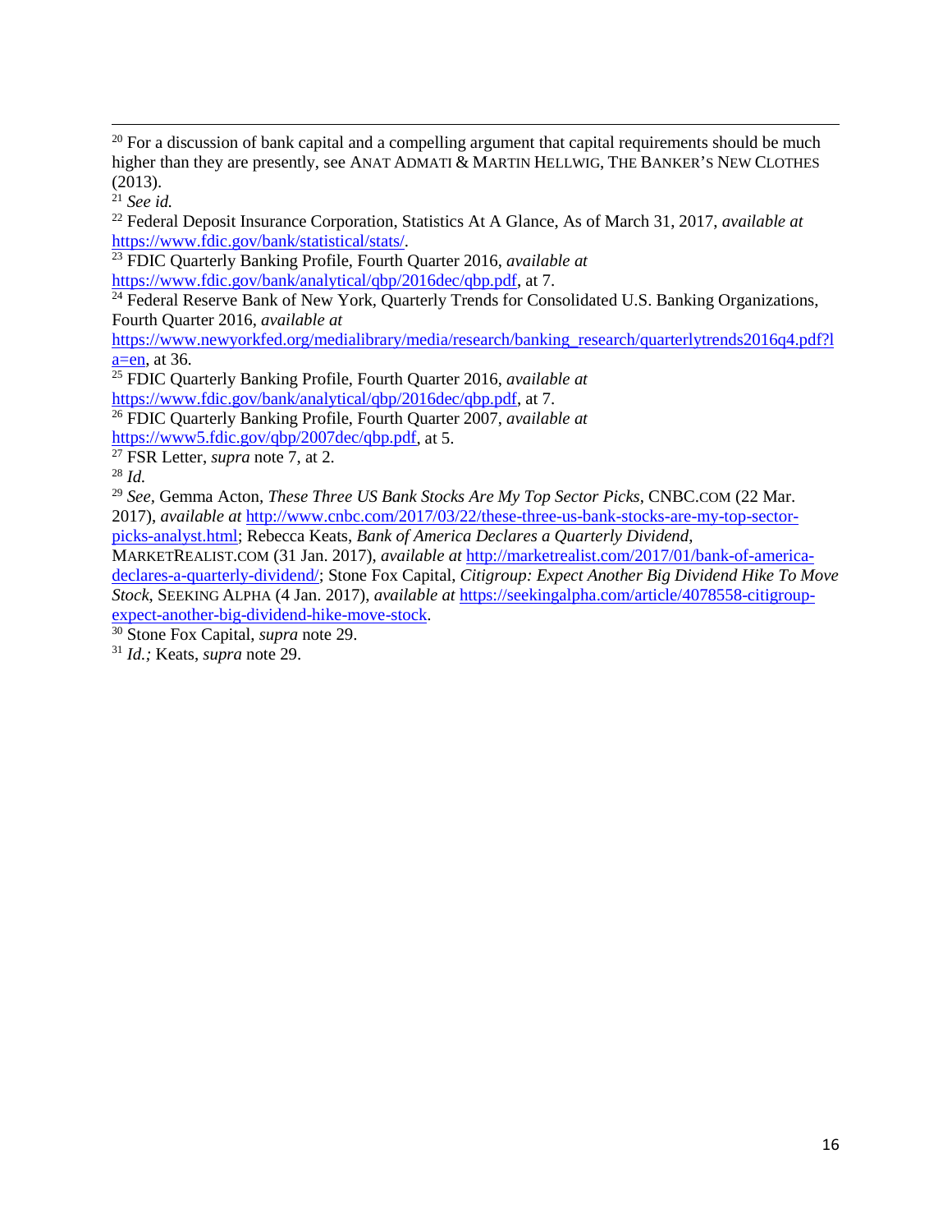[20] For a discussion of bank capital and a compelling argument that capital requirements should be much higher than they are presently, see ANAT ADMATI & MARTIN HELLWIG, THE BANKER'S NEW CLOTHES (2013).

[21] *See id.*

[22] Federal Deposit Insurance Corporation, Statistics At A Glance, As of March 31, 2017, *available at* https://www.fdic.gov/bank/statistical/stats/.

[23] FDIC Quarterly Banking Profile, Fourth Quarter 2016, *available at* https://www.fdic.gov/bank/analytical/qbp/2016dec/qbp.pdf, at 7.

[24] Federal Reserve Bank of New York, Quarterly Trends for Consolidated U.S. Banking Organizations, Fourth Quarter 2016, *available at* https://www.newyorkfed.org/medialibrary/media/research/banking_research/quarterlytrends2016q4.pdf?la=en, at 36.

[25] FDIC Quarterly Banking Profile, Fourth Quarter 2016, *available at* https://www.fdic.gov/bank/analytical/qbp/2016dec/qbp.pdf, at 7.

[26] FDIC Quarterly Banking Profile, Fourth Quarter 2007, *available at* https://www5.fdic.gov/qbp/2007dec/qbp.pdf, at 5.

[27] FSR Letter, *supra* note 7, at 2.

[28] *Id.*

[29] *See,* Gemma Acton, *These Three US Bank Stocks Are My Top Sector Picks*, CNBC.COM (22 Mar. 2017), *available at* http://www.cnbc.com/2017/03/22/these-three-us-bank-stocks-are-my-top-sector-picks-analyst.html; Rebecca Keats, *Bank of America Declares a Quarterly Dividend*, MARKETREALIST.COM (31 Jan. 2017), *available at* http://marketrealist.com/2017/01/bank-of-america-declares-a-quarterly-dividend/; Stone Fox Capital, *Citigroup: Expect Another Big Dividend Hike To Move Stock*, SEEKING ALPHA (4 Jan. 2017), *available at* https://seekingalpha.com/article/4078558-citigroup-expect-another-big-dividend-hike-move-stock.

[30] Stone Fox Capital, *supra* note 29.

[31] *Id.;* Keats, *supra* note 29.